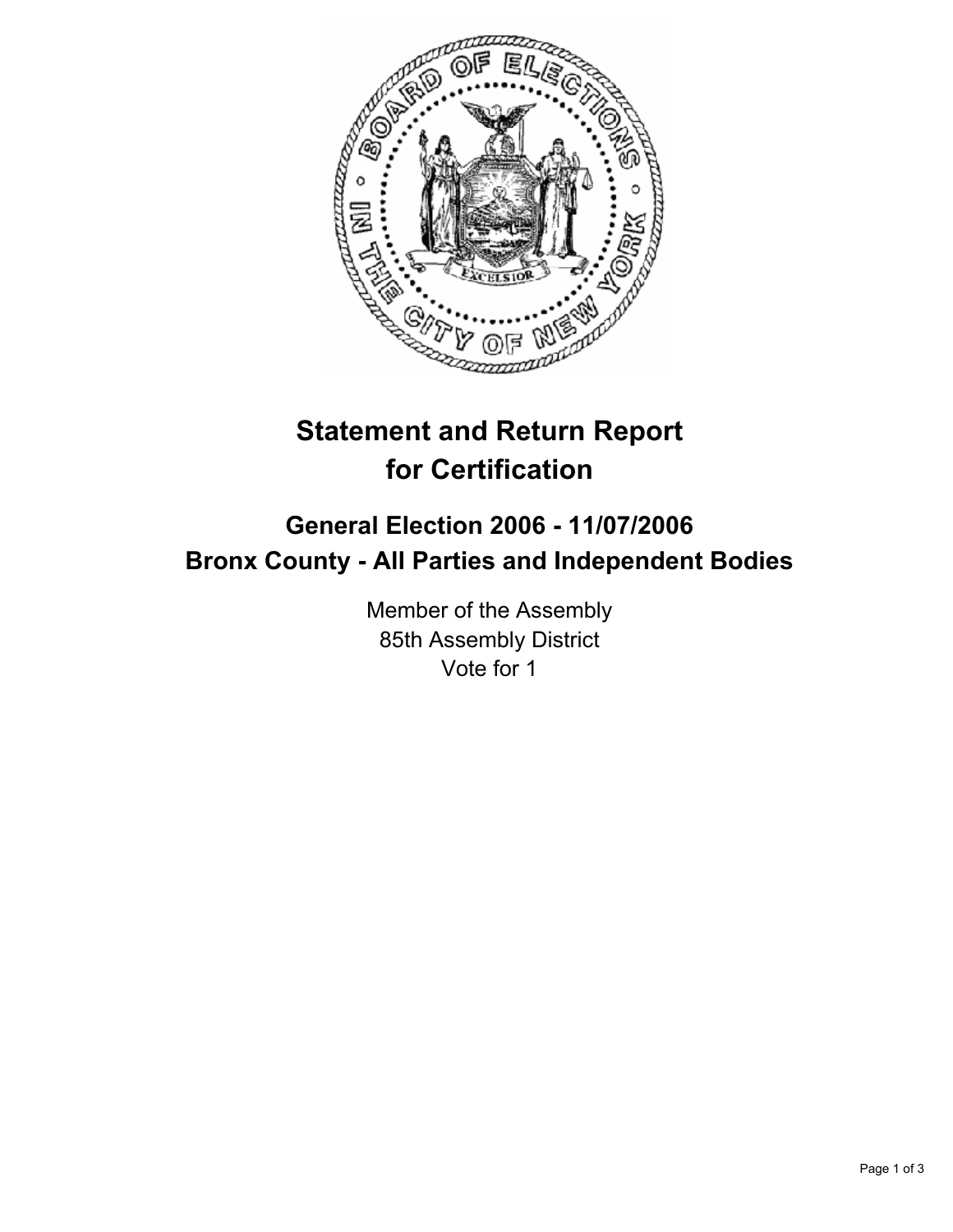# Statement and Return Report for Certification

## General Election 2006 - 11/07/2006
## Bronx County - All Parties and Independent Bodies

Member of the Assembly
85th Assembly District
Vote for 1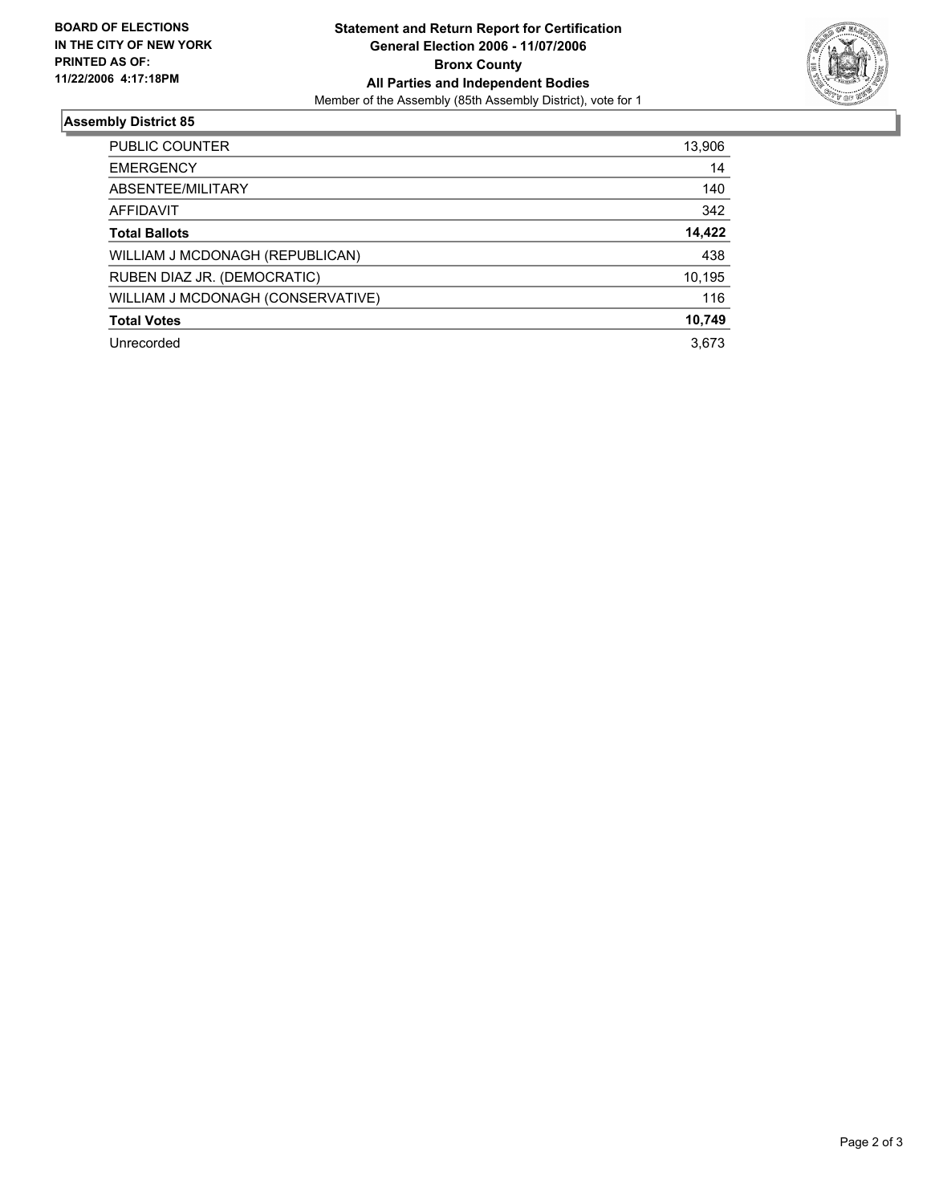**BOARD OF ELECTIONS IN THE CITY OF NEW YORK PRINTED AS OF: 11/22/2006 4:17:18PM**

**Statement and Return Report for Certification**
**General Election 2006 - 11/07/2006**
**Bronx County**
**All Parties and Independent Bodies**
Member of the Assembly (85th Assembly District), vote for 1

## Assembly District 85

| | |
|---|---|
| PUBLIC COUNTER | 13,906 |
| EMERGENCY | 14 |
| ABSENTEE/MILITARY | 140 |
| AFFIDAVIT | 342 |
| **Total Ballots** | **14,422** |
| WILLIAM J MCDONAGH (REPUBLICAN) | 438 |
| RUBEN DIAZ JR. (DEMOCRATIC) | 10,195 |
| WILLIAM J MCDONAGH (CONSERVATIVE) | 116 |
| **Total Votes** | **10,749** |
| Unrecorded | 3,673 |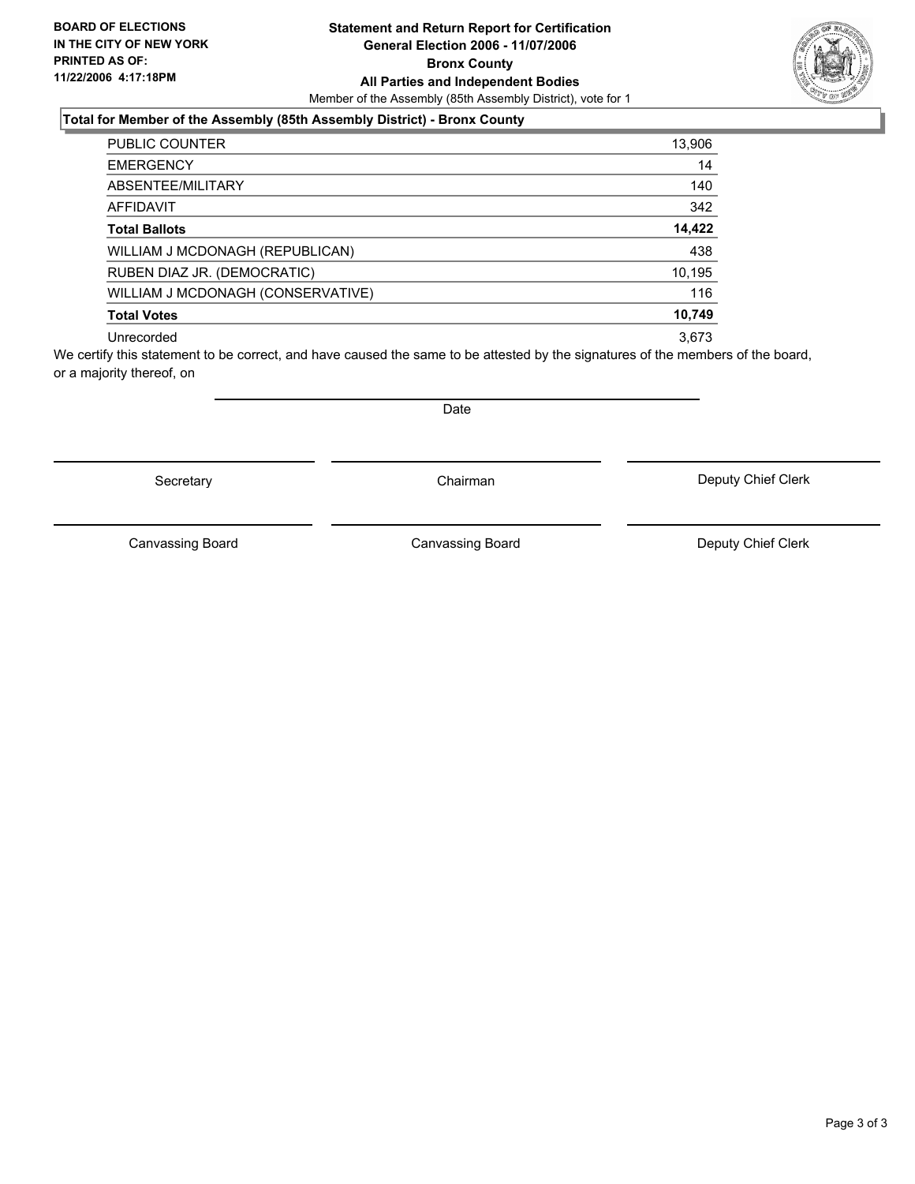**BOARD OF ELECTIONS IN THE CITY OF NEW YORK PRINTED AS OF: 11/22/2006 4:17:18PM**

**Statement and Return Report for Certification**
**General Election 2006 - 11/07/2006**
**Bronx County**
**All Parties and Independent Bodies**
Member of the Assembly (85th Assembly District), vote for 1

**Total for Member of the Assembly (85th Assembly District) - Bronx County**

| | |
|---|---|
| PUBLIC COUNTER | 13,906 |
| EMERGENCY | 14 |
| ABSENTEE/MILITARY | 140 |
| AFFIDAVIT | 342 |
| **Total Ballots** | **14,422** |
| WILLIAM J MCDONAGH (REPUBLICAN) | 438 |
| RUBEN DIAZ JR. (DEMOCRATIC) | 10,195 |
| WILLIAM J MCDONAGH (CONSERVATIVE) | 116 |
| **Total Votes** | **10,749** |
| Unrecorded | 3,673 |

We certify this statement to be correct, and have caused the same to be attested by the signatures of the members of the board, or a majority thereof, on

Date

| | | |
|---|---|---|
| Secretary | Chairman | Deputy Chief Clerk |
| Canvassing Board | Canvassing Board | Deputy Chief Clerk |